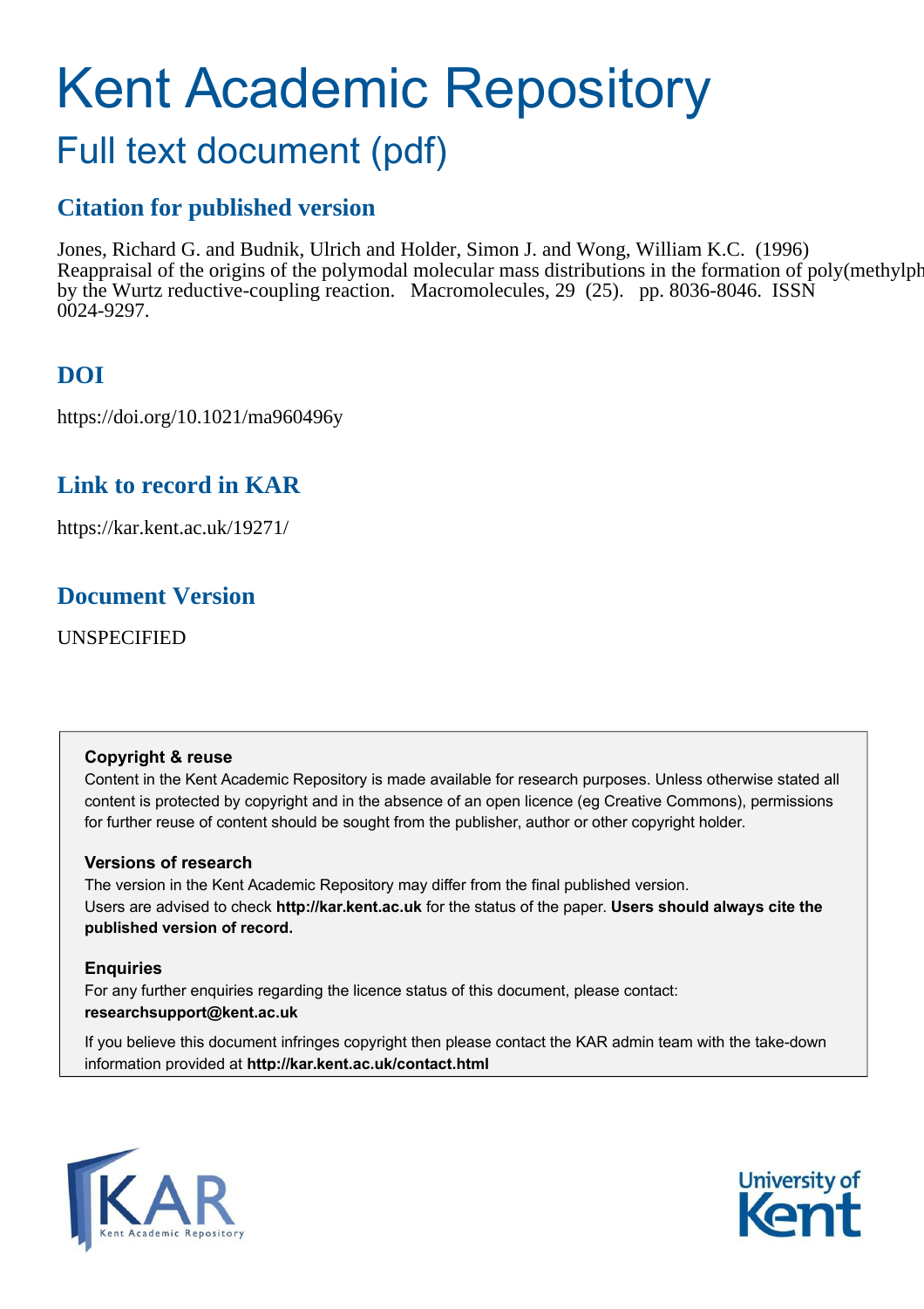# Kent Academic Repository

## Full text document (pdf)

### Citation for published version

Jones, Richard G. and Budnik, Ulrich and Holder, Simon J. and Wong, William K.C. (1996) Reappraisal of the origins of the polymodal molecular mass distributions in the formation of poly(methylph by the Wurtz reductive-coupling reaction. Macromolecules, 29 (25). pp. 8036-8046. ISSN 0024-9297.

### DOI

https://doi.org/10.1021/ma960496y

### Link to record in KAR

https://kar.kent.ac.uk/19271/

### Document Version

UNSPECIFIED

**Copyright & reuse**

Content in the Kent Academic Repository is made available for research purposes. Unless otherwise stated all content is protected by copyright and in the absence of an open licence (eg Creative Commons), permissions for further reuse of content should be sought from the publisher, author or other copyright holder.

**Versions of research**

The version in the Kent Academic Repository may differ from the final published version. Users are advised to check **http://kar.kent.ac.uk** for the status of the paper. **Users should always cite the published version of record.**

**Enquiries**

For any further enquiries regarding the licence status of this document, please contact: **researchsupport@kent.ac.uk**

If you believe this document infringes copyright then please contact the KAR admin team with the take-down information provided at **http://kar.kent.ac.uk/contact.html**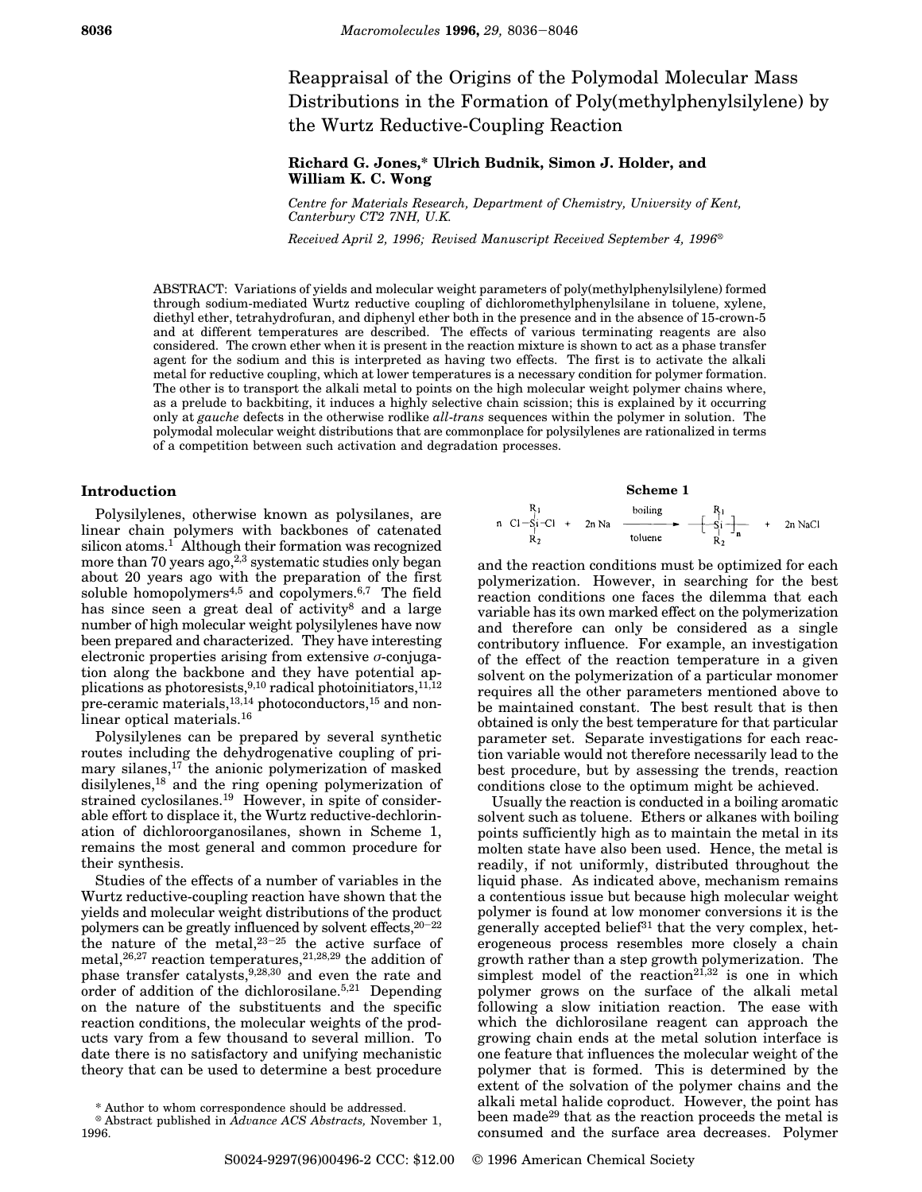# Reappraisal of the Origins of the Polymodal Molecular Mass Distributions in the Formation of Poly(methylphenylsilylene) by the Wurtz Reductive-Coupling Reaction

**Richard G. Jones,\* Ulrich Budnik, Simon J. Holder, and William K. C. Wong**

*Centre for Materials Research, Department of Chemistry, University of Kent, Canterbury CT2 7NH, U.K.*

*Received April 2, 1996; Revised Manuscript Received September 4, 1996*[⊗]

ABSTRACT: Variations of yields and molecular weight parameters of poly(methylphenylsilylene) formed through sodium-mediated Wurtz reductive coupling of dichloromethylphenylsilane in toluene, xylene, diethyl ether, tetrahydrofuran, and diphenyl ether both in the presence and in the absence of 15-crown-5 and at different temperatures are described. The effects of various terminating reagents are also considered. The crown ether when it is present in the reaction mixture is shown to act as a phase transfer agent for the sodium and this is interpreted as having two effects. The first is to activate the alkali metal for reductive coupling, which at lower temperatures is a necessary condition for polymer formation. The other is to transport the alkali metal to points on the high molecular weight polymer chains where, as a prelude to backbiting, it induces a highly selective chain scission; this is explained by it occurring only at *gauche* defects in the otherwise rodlike *all-trans* sequences within the polymer in solution. The polymodal molecular weight distributions that are commonplace for polysilylenes are rationalized in terms of a competition between such activation and degradation processes.

## Introduction

Polysilylenes, otherwise known as polysilanes, are linear chain polymers with backbones of catenated silicon atoms.[1] Although their formation was recognized more than 70 years ago,[2,3] systematic studies only began about 20 years ago with the preparation of the first soluble homopolymers[4,5] and copolymers.[6,7] The field has since seen a great deal of activity[8] and a large number of high molecular weight polysilylenes have now been prepared and characterized. They have interesting electronic properties arising from extensive $\sigma$-conjugation along the backbone and they have potential applications as photoresists,[9,10] radical photoinitiators,[11,12] pre-ceramic materials,[13,14] photoconductors,[15] and nonlinear optical materials.[16]

Polysilylenes can be prepared by several synthetic routes including the dehydrogenative coupling of primary silanes,[17] the anionic polymerization of masked disilylenes,[18] and the ring opening polymerization of strained cyclosilanes.[19] However, in spite of considerable effort to displace it, the Wurtz reductive-dechlorination of dichloroorganosilanes, shown in Scheme 1, remains the most general and common procedure for their synthesis.

Studies of the effects of a number of variables in the Wurtz reductive-coupling reaction have shown that the yields and molecular weight distributions of the product polymers can be greatly influenced by solvent effects,[20–22] the nature of the metal,[23–25] the active surface of metal,[26,27] reaction temperatures,[21,28,29] the addition of phase transfer catalysts,[9,28,30] and even the rate and order of addition of the dichlorosilane.[5,21] Depending on the nature of the substituents and the specific reaction conditions, the molecular weights of the products vary from a few thousand to several million. To date there is no satisfactory and unifying mechanistic theory that can be used to determine a best procedure

**Scheme 1**

$$n\ \mathrm{Cl{-}Si(R_1)(R_2){-}Cl} + 2n\ \mathrm{Na} \xrightarrow[\text{toluene}]{\text{boiling}} \mathrm{-\!\!\left[Si(R_1)(R_2)\right]_n\!\!-} + 2n\ \mathrm{NaCl}$$

and the reaction conditions must be optimized for each polymerization. However, in searching for the best reaction conditions one faces the dilemma that each variable has its own marked effect on the polymerization and therefore can only be considered as a single contributory influence. For example, an investigation of the effect of the reaction temperature in a given solvent on the polymerization of a particular monomer requires all the other parameters mentioned above to be maintained constant. The best result that is then obtained is only the best temperature for that particular parameter set. Separate investigations for each reaction variable would not therefore necessarily lead to the best procedure, but by assessing the trends, reaction conditions close to the optimum might be achieved.

Usually the reaction is conducted in a boiling aromatic solvent such as toluene. Ethers or alkanes with boiling points sufficiently high as to maintain the metal in its molten state have also been used. Hence, the metal is readily, if not uniformly, distributed throughout the liquid phase. As indicated above, mechanism remains a contentious issue but because high molecular weight polymer is found at low monomer conversions it is the generally accepted belief[31] that the very complex, heterogeneous process resembles more closely a chain growth rather than a step growth polymerization. The simplest model of the reaction[21,32] is one in which polymer grows on the surface of the alkali metal following a slow initiation reaction. The ease with which the dichlorosilane reagent can approach the growing chain ends at the metal solution interface is one feature that influences the molecular weight of the polymer that is formed. This is determined by the extent of the solvation of the polymer chains and the alkali metal halide coproduct. However, the point has been made[29] that as the reaction proceeds the metal is consumed and the surface area decreases. Polymer

\* Author to whom correspondence should be addressed.

⊗ Abstract published in *Advance ACS Abstracts,* November 1, 1996.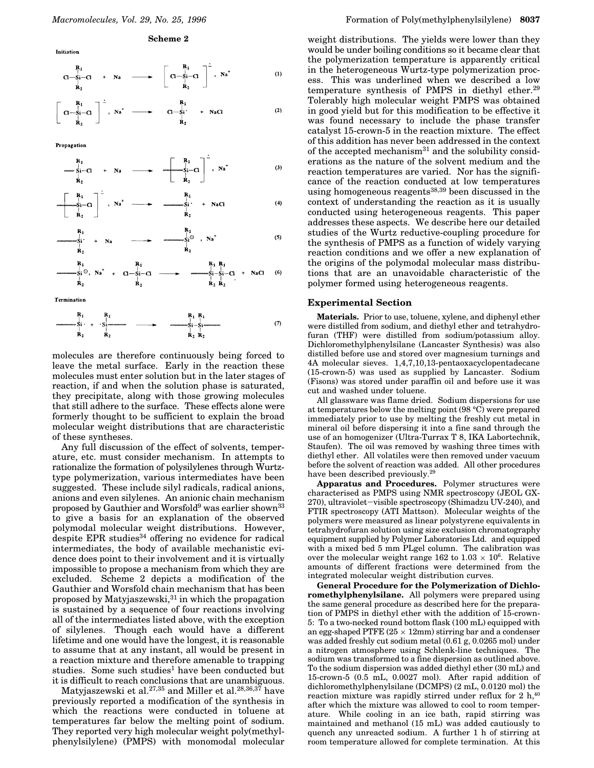**Scheme 2**

Initiation

$$Cl-\underset{R_2}{\overset{R_1}{Si}}-Cl + Na \longrightarrow \left[ Cl-\underset{R_2}{\overset{R_1}{Si}}-Cl \right]^{\cdot -}, Na^+ \quad (1)$$

$$\left[ Cl-\underset{R_2}{\overset{R_1}{Si}}-Cl \right]^{\cdot -}, Na^+ \longrightarrow Cl-\underset{R_2}{\overset{R_1}{Si}}\cdot + NaCl \quad (2)$$

Propagation

$$\sim\underset{R_2}{\overset{R_1}{Si}}-Cl + Na \longrightarrow \left[ \sim\underset{R_2}{\overset{R_1}{Si}}-Cl \right]^{\cdot -}, Na^+ \quad (3)$$

$$\left[ \sim\underset{R_2}{\overset{R_1}{Si}}-Cl \right]^{\cdot -}, Na^+ \longrightarrow \sim\underset{R_2}{\overset{R_1}{Si}}\cdot + NaCl \quad (4)$$

$$\sim\underset{R_2}{\overset{R_1}{Si}}\cdot + Na \longrightarrow \sim\underset{R_2}{\overset{R_1}{Si}}^{\ominus}, Na^+ \quad (5)$$

$$\sim\underset{R_2}{\overset{R_1}{Si}}^{\ominus}, Na^+ + Cl-\underset{R_2}{\overset{R_1}{Si}}-Cl \longrightarrow \sim\underset{R_2}{\overset{R_1}{Si}}-\underset{R_2}{\overset{R_1}{Si}}-Cl + NaCl \quad (6)$$

Termination

$$\sim\underset{R_2}{\overset{R_1}{Si}}\cdot + \cdot\underset{R_2}{\overset{R_1}{Si}}\sim \longrightarrow \sim\underset{R_2}{\overset{R_1}{Si}}-\underset{R_2}{\overset{R_1}{Si}}\sim \quad (7)$$

molecules are therefore continuously being forced to leave the metal surface. Early in the reaction these molecules must enter solution but in the later stages of reaction, if and when the solution phase is saturated, they precipitate, along with those growing molecules that still adhere to the surface. These effects alone were formerly thought to be sufficient to explain the broad molecular weight distributions that are characteristic of these syntheses.

Any full discussion of the effect of solvents, temperature, etc. must consider mechanism. In attempts to rationalize the formation of polysilylenes through Wurtz-type polymerization, various intermediates have been suggested. These include silyl radicals, radical anions, anions and even silylenes. An anionic chain mechanism proposed by Gauthier and Worsfold[9] was earlier shown[33] to give a basis for an explanation of the observed polymodal molecular weight distributions. However, despite EPR studies[34] offering no evidence for radical intermediates, the body of available mechanistic evidence does point to their involvement and it is virtually impossible to propose a mechanism from which they are excluded. Scheme 2 depicts a modification of the Gauthier and Worsfold chain mechanism that has been proposed by Matyjaszewski,[31] in which the propagation is sustained by a sequence of four reactions involving all of the intermediates listed above, with the exception of silylenes. Though each would have a different lifetime and one would have the longest, it is reasonable to assume that at any instant, all would be present in a reaction mixture and therefore amenable to trapping studies. Some such studies[1] have been conducted but it is difficult to reach conclusions that are unambiguous.

Matyjaszewski et al.[27,35] and Miller et al.[28,36,37] have previously reported a modification of the synthesis in which the reactions were conducted in toluene at temperatures far below the melting point of sodium. They reported very high molecular weight poly(methylphenylsilylene) (PMPS) with monomodal molecular weight distributions. The yields were lower than they would be under boiling conditions so it became clear that the polymerization temperature is apparently critical in the heterogeneous Wurtz-type polymerization process. This was underlined when we described a low temperature synthesis of PMPS in diethyl ether.[29] Tolerably high molecular weight PMPS was obtained in good yield but for this modification to be effective it was found necessary to include the phase transfer catalyst 15-crown-5 in the reaction mixture. The effect of this addition has never been addressed in the context of the accepted mechanism[31] and the solubility considerations as the nature of the solvent medium and the reaction temperatures are varied. Nor has the significance of the reaction conducted at low temperatures using homogeneous reagents[38,39] been discussed in the context of understanding the reaction as it is usually conducted using heterogeneous reagents. This paper addresses these aspects. We describe here our detailed studies of the Wurtz reductive-coupling procedure for the synthesis of PMPS as a function of widely varying reaction conditions and we offer a new explanation of the origins of the polymodal molecular mass distributions that are an unavoidable characteristic of the polymer formed using heterogeneous reagents.

## Experimental Section

**Materials.** Prior to use, toluene, xylene, and diphenyl ether were distilled from sodium, and diethyl ether and tetrahydrofuran (THF) were distilled from sodium/potassium alloy. Dichloromethylphenylsilane (Lancaster Synthesis) was also distilled before use and stored over magnesium turnings and 4A molecular sieves. 1,4,7,10,13-pentaoxacyclopentadecane (15-crown-5) was used as supplied by Lancaster. Sodium (Fisons) was stored under paraffin oil and before use it was cut and washed under toluene.

All glassware was flame dried. Sodium dispersions for use at temperatures below the melting point (98 °C) were prepared immediately prior to use by melting the freshly cut metal in mineral oil before dispersing it into a fine sand through the use of an homogenizer (Ultra-Turrax T 8, IKA Labortechnik, Staufen). The oil was removed by washing three times with diethyl ether. All volatiles were then removed under vacuum before the solvent of reaction was added. All other procedures have been described previously.[29]

**Apparatus and Procedures.** Polymer structures were characterised as PMPS using NMR spectroscopy (JEOL GX-270), ultraviolet−visible spectroscopy (Shimadzu UV-240), and FTIR spectroscopy (ATI Mattson). Molecular weights of the polymers were measured as linear polystyrene equivalents in tetrahydrofuran solution using size exclusion chromatography equipment supplied by Polymer Laboratories Ltd. and equipped with a mixed bed 5 mm PLgel column. The calibration was over the molecular weight range 162 to $1.03 \times 10^6$. Relative amounts of different fractions were determined from the integrated molecular weight distribution curves.

**General Procedure for the Polymerization of Dichloromethylphenylsilane.** All polymers were prepared using the same general procedure as described here for the preparation of PMPS in diethyl ether with the addition of 15-crown-5: To a two-necked round bottom flask (100 mL) equipped with an egg-shaped PTFE (25 × 12mm) stirring bar and a condenser was added freshly cut sodium metal (0.61 g, 0.0265 mol) under a nitrogen atmosphere using Schlenk-line techniques. The sodium was transformed to a fine dispersion as outlined above. To the sodium dispersion was added diethyl ether (30 mL) and 15-crown-5 (0.5 mL, 0.0027 mol). After rapid addition of dichloromethylphenylsilane (DCMPS) (2 mL, 0.0120 mol) the reaction mixture was rapidly stirred under reflux for 2 h,[40] after which the mixture was allowed to cool to room temperature. While cooling in an ice bath, rapid stirring was maintained and methanol (15 mL) was added cautiously to quench any unreacted sodium. A further 1 h of stirring at room temperature allowed for complete termination. At this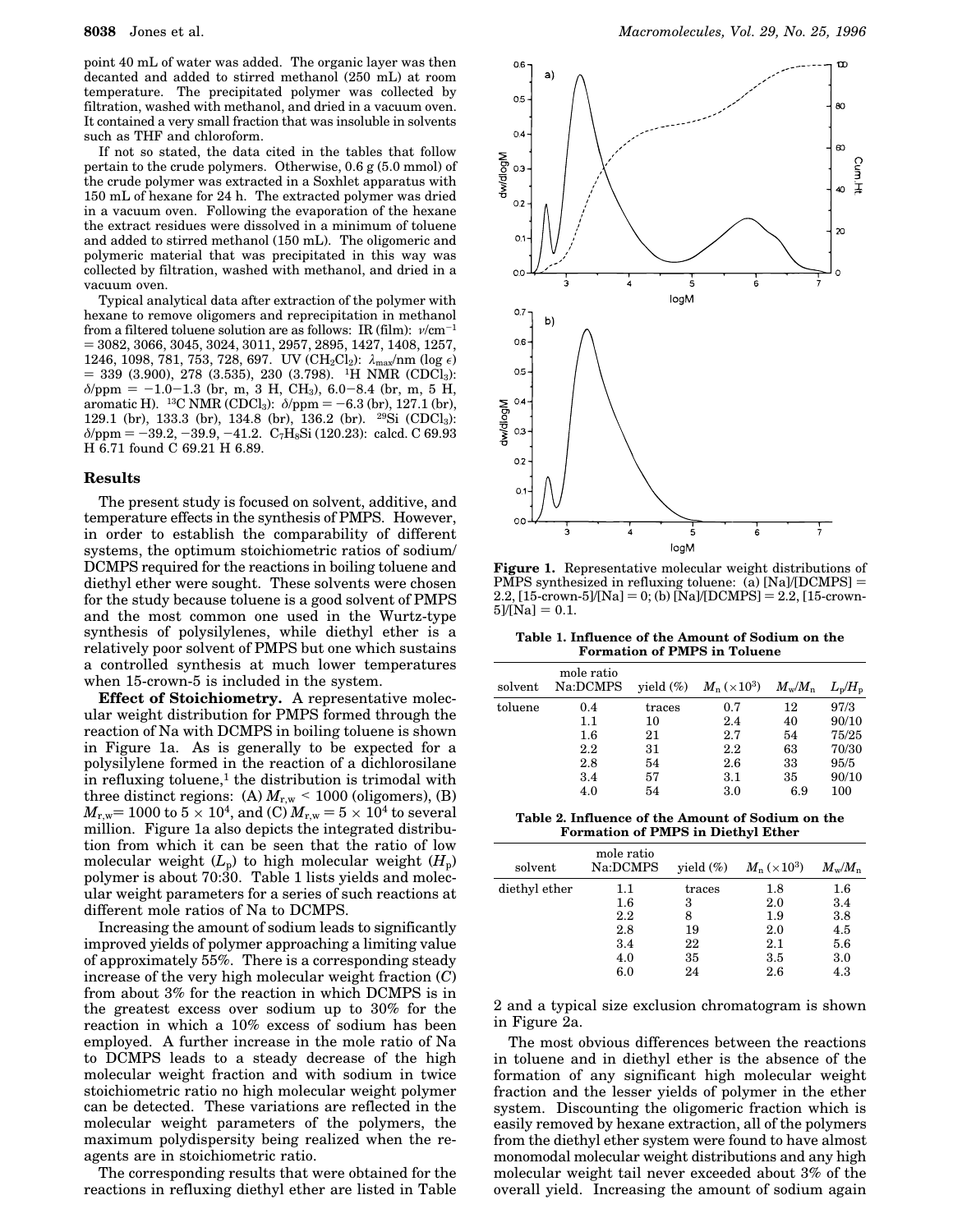point 40 mL of water was added. The organic layer was then decanted and added to stirred methanol (250 mL) at room temperature. The precipitated polymer was collected by filtration, washed with methanol, and dried in a vacuum oven. It contained a very small fraction that was insoluble in solvents such as THF and chloroform.

If not so stated, the data cited in the tables that follow pertain to the crude polymers. Otherwise, 0.6 g (5.0 mmol) of the crude polymer was extracted in a Soxhlet apparatus with 150 mL of hexane for 24 h. The extracted polymer was dried in a vacuum oven. Following the evaporation of the hexane the extract residues were dissolved in a minimum of toluene and added to stirred methanol (150 mL). The oligomeric and polymeric material that was precipitated in this way was collected by filtration, washed with methanol, and dried in a vacuum oven.

Typical analytical data after extraction of the polymer with hexane to remove oligomers and reprecipitation in methanol from a filtered toluene solution are as follows: IR (film): $\nu$/cm$^{-1}$ = 3082, 3066, 3045, 3024, 3011, 2957, 2895, 1427, 1408, 1257, 1246, 1098, 781, 753, 728, 697. UV ($CH_2Cl_2$): $\lambda_{max}$/nm (log $\epsilon$) = 339 (3.900), 278 (3.535), 230 (3.798). $^1$H NMR ($CDCl_3$): $\delta$/ppm = −1.0−1.3 (br, m, 3 H, $CH_3$), 6.0−8.4 (br, m, 5 H, aromatic H). $^{13}$C NMR ($CDCl_3$): $\delta$/ppm = −6.3 (br), 127.1 (br), 129.1 (br), 133.3 (br), 134.8 (br), 136.2 (br). $^{29}$Si ($CDCl_3$): $\delta$/ppm = −39.2, −39.9, −41.2. $C_7H_8Si$ (120.23): calcd. C 69.93 H 6.71 found C 69.21 H 6.89.

## Results

The present study is focused on solvent, additive, and temperature effects in the synthesis of PMPS. However, in order to establish the comparability of different systems, the optimum stoichiometric ratios of sodium/DCMPS required for the reactions in boiling toluene and diethyl ether were sought. These solvents were chosen for the study because toluene is a good solvent of PMPS and the most common one used in the Wurtz-type synthesis of polysilylenes, while diethyl ether is a relatively poor solvent of PMPS but one which sustains a controlled synthesis at much lower temperatures when 15-crown-5 is included in the system.

**Effect of Stoichiometry.** A representative molecular weight distribution for PMPS formed through the reaction of Na with DCMPS in boiling toluene is shown in Figure 1a. As is generally to be expected for a polysilylene formed in the reaction of a dichlorosilane in refluxing toluene,[1] the distribution is trimodal with three distinct regions: (A) $M_{r,w} < 1000$ (oligomers), (B) $M_{r,w} = 1000$ to $5 \times 10^4$, and (C) $M_{r,w} = 5 \times 10^4$ to several million. Figure 1a also depicts the integrated distribution from which it can be seen that the ratio of low molecular weight ($L_p$) to high molecular weight ($H_p$) polymer is about 70:30. Table 1 lists yields and molecular weight parameters for a series of such reactions at different mole ratios of Na to DCMPS.

Increasing the amount of sodium leads to significantly improved yields of polymer approaching a limiting value of approximately 55%. There is a corresponding steady increase of the very high molecular weight fraction (*C*) from about 3% for the reaction in which DCMPS is in the greatest excess over sodium up to 30% for the reaction in which a 10% excess of sodium has been employed. A further increase in the mole ratio of Na to DCMPS leads to a steady decrease of the high molecular weight fraction and with sodium in twice stoichiometric ratio no high molecular weight polymer can be detected. These variations are reflected in the molecular weight parameters of the polymers, the maximum polydispersity being realized when the reagents are in stoichiometric ratio.

The corresponding results that were obtained for the reactions in refluxing diethyl ether are listed in Table 2 and a typical size exclusion chromatogram is shown in Figure 2a.

**Figure 1.** Representative molecular weight distributions of PMPS synthesized in refluxing toluene: (a) [Na]/[DCMPS] = 2.2, [15-crown-5]/[Na] = 0; (b) [Na]/[DCMPS] = 2.2, [15-crown-5]/[Na] = 0.1.

**Table 1. Influence of the Amount of Sodium on the Formation of PMPS in Toluene**

| solvent | mole ratio Na:DCMPS | yield (%) | $M_n$ ($\times 10^3$) | $M_w/M_n$ | $L_p/H_p$ |
|---|---|---|---|---|---|
| toluene | 0.4 | traces | 0.7 | 12 | 97/3 |
| | 1.1 | 10 | 2.4 | 40 | 90/10 |
| | 1.6 | 21 | 2.7 | 54 | 75/25 |
| | 2.2 | 31 | 2.2 | 63 | 70/30 |
| | 2.8 | 54 | 2.6 | 33 | 95/5 |
| | 3.4 | 57 | 3.1 | 35 | 90/10 |
| | 4.0 | 54 | 3.0 | 6.9 | 100 |

**Table 2. Influence of the Amount of Sodium on the Formation of PMPS in Diethyl Ether**

| solvent | mole ratio Na:DCMPS | yield (%) | $M_n$ ($\times 10^3$) | $M_w/M_n$ |
|---|---|---|---|---|
| diethyl ether | 1.1 | traces | 1.8 | 1.6 |
| | 1.6 | 3 | 2.0 | 3.4 |
| | 2.2 | 8 | 1.9 | 3.8 |
| | 2.8 | 19 | 2.0 | 4.5 |
| | 3.4 | 22 | 2.1 | 5.6 |
| | 4.0 | 35 | 3.5 | 3.0 |
| | 6.0 | 24 | 2.6 | 4.3 |

The most obvious differences between the reactions in toluene and in diethyl ether is the absence of the formation of any significant high molecular weight fraction and the lesser yields of polymer in the ether system. Discounting the oligomeric fraction which is easily removed by hexane extraction, all of the polymers from the diethyl ether system were found to have almost monomodal molecular weight distributions and any high molecular weight tail never exceeded about 3% of the overall yield. Increasing the amount of sodium again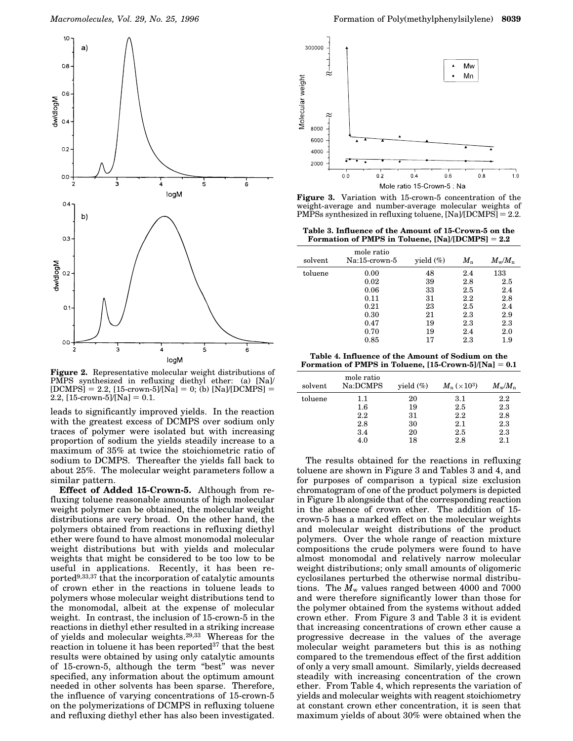**Figure 2.** Representative molecular weight distributions of PMPS synthesized in refluxing diethyl ether: (a) [Na]/[DCMPS] = 2.2, [15-crown-5]/[Na] = 0; (b) [Na]/[DCMPS] = 2.2, [15-crown-5]/[Na] = 0.1.

leads to significantly improved yields. In the reaction with the greatest excess of DCMPS over sodium only traces of polymer were isolated but with increasing proportion of sodium the yields steadily increase to a maximum of 35% at twice the stoichiometric ratio of sodium to DCMPS. Thereafter the yields fall back to about 25%. The molecular weight parameters follow a similar pattern.

**Effect of Added 15-Crown-5.** Although from refluxing toluene reasonable amounts of high molecular weight polymer can be obtained, the molecular weight distributions are very broad. On the other hand, the polymers obtained from reactions in refluxing diethyl ether were found to have almost monomodal molecular weight distributions but with yields and molecular weights that might be considered to be too low to be useful in applications. Recently, it has been reported[9,33,37] that the incorporation of catalytic amounts of crown ether in the reactions in toluene leads to polymers whose molecular weight distributions tend to the monomodal, albeit at the expense of molecular weight. In contrast, the inclusion of 15-crown-5 in the reactions in diethyl ether resulted in a striking increase of yields and molecular weights.[29,33] Whereas for the reaction in toluene it has been reported[37] that the best results were obtained by using only catalytic amounts of 15-crown-5, although the term "best" was never specified, any information about the optimum amount needed in other solvents has been sparse. Therefore, the influence of varying concentrations of 15-crown-5 on the polymerizations of DCMPS in refluxing toluene and refluxing diethyl ether has also been investigated.

**Figure 3.** Variation with 15-crown-5 concentration of the weight-average and number-average molecular weights of PMPSs synthesized in refluxing toluene, [Na]/[DCMPS] = 2.2.

**Table 3. Influence of the Amount of 15-Crown-5 on the Formation of PMPS in Toluene, [Na]/[DCMPS] = 2.2**

| solvent | mole ratio Na:15-crown-5 | yield (%) | $M_n$ | $M_w/M_n$ |
|---|---|---|---|---|
| toluene | 0.00 | 48 | 2.4 | 133 |
| | 0.02 | 39 | 2.8 | 2.5 |
| | 0.06 | 33 | 2.5 | 2.4 |
| | 0.11 | 31 | 2.2 | 2.8 |
| | 0.21 | 23 | 2.5 | 2.4 |
| | 0.30 | 21 | 2.3 | 2.9 |
| | 0.47 | 19 | 2.3 | 2.3 |
| | 0.70 | 19 | 2.4 | 2.0 |
| | 0.85 | 17 | 2.3 | 1.9 |

**Table 4. Influence of the Amount of Sodium on the Formation of PMPS in Toluene, [15-Crown-5]/[Na] = 0.1**

| solvent | mole ratio Na:DCMPS | yield (%) | $M_n$ ($\times 10^3$) | $M_w/M_n$ |
|---|---|---|---|---|
| toluene | 1.1 | 20 | 3.1 | 2.2 |
| | 1.6 | 19 | 2.5 | 2.3 |
| | 2.2 | 31 | 2.2 | 2.8 |
| | 2.8 | 30 | 2.1 | 2.3 |
| | 3.4 | 20 | 2.5 | 2.3 |
| | 4.0 | 18 | 2.8 | 2.1 |

The results obtained for the reactions in refluxing toluene are shown in Figure 3 and Tables 3 and 4, and for purposes of comparison a typical size exclusion chromatogram of one of the product polymers is depicted in Figure 1b alongside that of the corresponding reaction in the absence of crown ether. The addition of 15-crown-5 has a marked effect on the molecular weights and molecular weight distributions of the product polymers. Over the whole range of reaction mixture compositions the crude polymers were found to have almost monomodal and relatively narrow molecular weight distributions; only small amounts of oligomeric cyclosilanes perturbed the otherwise normal distributions. The $M_w$ values ranged between 4000 and 7000 and were therefore significantly lower than those for the polymer obtained from the systems without added crown ether. From Figure 3 and Table 3 it is evident that increasing concentrations of crown ether cause a progressive decrease in the values of the average molecular weight parameters but this is as nothing compared to the tremendous effect of the first addition of only a very small amount. Similarly, yields decreased steadily with increasing concentration of the crown ether. From Table 4, which represents the variation of yields and molecular weights with reagent stoichiometry at constant crown ether concentration, it is seen that maximum yields of about 30% were obtained when the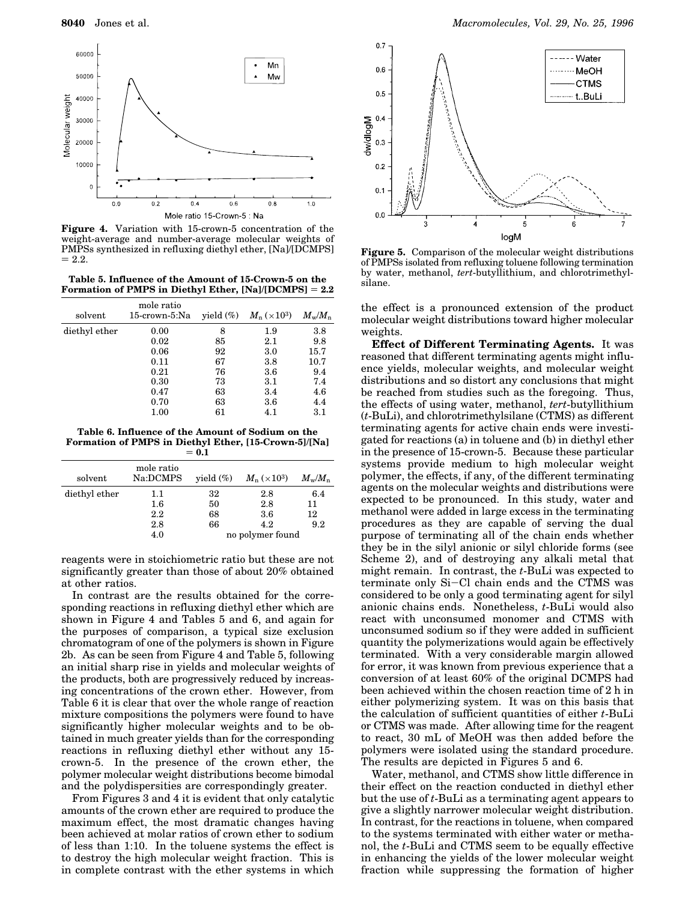**Figure 4.** Variation with 15-crown-5 concentration of the weight-average and number-average molecular weights of PMPSs synthesized in refluxing diethyl ether, [Na]/[DCMPS] = 2.2.

**Table 5. Influence of the Amount of 15-Crown-5 on the Formation of PMPS in Diethyl Ether, [Na]/[DCMPS] = 2.2**

| solvent | mole ratio 15-crown-5:Na | yield (%) | $M_n$ ($\times 10^3$) | $M_w/M_n$ |
|---|---|---|---|---|
| diethyl ether | 0.00 | 8 | 1.9 | 3.8 |
| | 0.02 | 85 | 2.1 | 9.8 |
| | 0.06 | 92 | 3.0 | 15.7 |
| | 0.11 | 67 | 3.8 | 10.7 |
| | 0.21 | 76 | 3.6 | 9.4 |
| | 0.30 | 73 | 3.1 | 7.4 |
| | 0.47 | 63 | 3.4 | 4.6 |
| | 0.70 | 63 | 3.6 | 4.4 |
| | 1.00 | 61 | 4.1 | 3.1 |

**Table 6. Influence of the Amount of Sodium on the Formation of PMPS in Diethyl Ether, [15-Crown-5]/[Na] = 0.1**

| solvent | mole ratio Na:DCMPS | yield (%) | $M_n$ ($\times 10^3$) | $M_w/M_n$ |
|---|---|---|---|---|
| diethyl ether | 1.1 | 32 | 2.8 | 6.4 |
| | 1.6 | 50 | 2.8 | 11 |
| | 2.2 | 68 | 3.6 | 12 |
| | 2.8 | 66 | 4.2 | 9.2 |
| | 4.0 | no polymer found | | |

reagents were in stoichiometric ratio but these are not significantly greater than those of about 20% obtained at other ratios.

In contrast are the results obtained for the corresponding reactions in refluxing diethyl ether which are shown in Figure 4 and Tables 5 and 6, and again for the purposes of comparison, a typical size exclusion chromatogram of one of the polymers is shown in Figure 2b. As can be seen from Figure 4 and Table 5, following an initial sharp rise in yields and molecular weights of the products, both are progressively reduced by increasing concentrations of the crown ether. However, from Table 6 it is clear that over the whole range of reaction mixture compositions the polymers were found to have significantly higher molecular weights and to be obtained in much greater yields than for the corresponding reactions in refluxing diethyl ether without any 15-crown-5. In the presence of the crown ether, the polymer molecular weight distributions become bimodal and the polydispersities are correspondingly greater.

From Figures 3 and 4 it is evident that only catalytic amounts of the crown ether are required to produce the maximum effect, the most dramatic changes having been achieved at molar ratios of crown ether to sodium of less than 1:10. In the toluene systems the effect is to destroy the high molecular weight fraction. This is in complete contrast with the ether systems in which the effect is a pronounced extension of the product molecular weight distributions toward higher molecular weights.

**Figure 5.** Comparison of the molecular weight distributions of PMPSs isolated from refluxing toluene following termination by water, methanol, *tert*-butyllithium, and chlorotrimethylsilane.

**Effect of Different Terminating Agents.** It was reasoned that different terminating agents might influence yields, molecular weights, and molecular weight distributions and so distort any conclusions that might be reached from studies such as the foregoing. Thus, the effects of using water, methanol, *tert*-butyllithium (*t*-BuLi), and chlorotrimethylsilane (CTMS) as different terminating agents for active chain ends were investigated for reactions (a) in toluene and (b) in diethyl ether in the presence of 15-crown-5. Because these particular systems provide medium to high molecular weight polymer, the effects, if any, of the different terminating agents on the molecular weights and distributions were expected to be pronounced. In this study, water and methanol were added in large excess in the terminating procedures as they are capable of serving the dual purpose of terminating all of the chain ends whether they be in the silyl anionic or silyl chloride forms (see Scheme 2), and of destroying any alkali metal that might remain. In contrast, the *t*-BuLi was expected to terminate only Si–Cl chain ends and the CTMS was considered to be only a good terminating agent for silyl anionic chains ends. Nonetheless, *t*-BuLi would also react with unconsumed monomer and CTMS with unconsumed sodium so if they were added in sufficient quantity the polymerizations would again be effectively terminated. With a very considerable margin allowed for error, it was known from previous experience that a conversion of at least 60% of the original DCMPS had been achieved within the chosen reaction time of 2 h in either polymerizing system. It was on this basis that the calculation of sufficient quantities of either *t*-BuLi or CTMS was made. After allowing time for the reagent to react, 30 mL of MeOH was then added before the polymers were isolated using the standard procedure. The results are depicted in Figures 5 and 6.

Water, methanol, and CTMS show little difference in their effect on the reaction conducted in diethyl ether but the use of *t*-BuLi as a terminating agent appears to give a slightly narrower molecular weight distribution. In contrast, for the reactions in toluene, when compared to the systems terminated with either water or methanol, the *t*-BuLi and CTMS seem to be equally effective in enhancing the yields of the lower molecular weight fraction while suppressing the formation of higher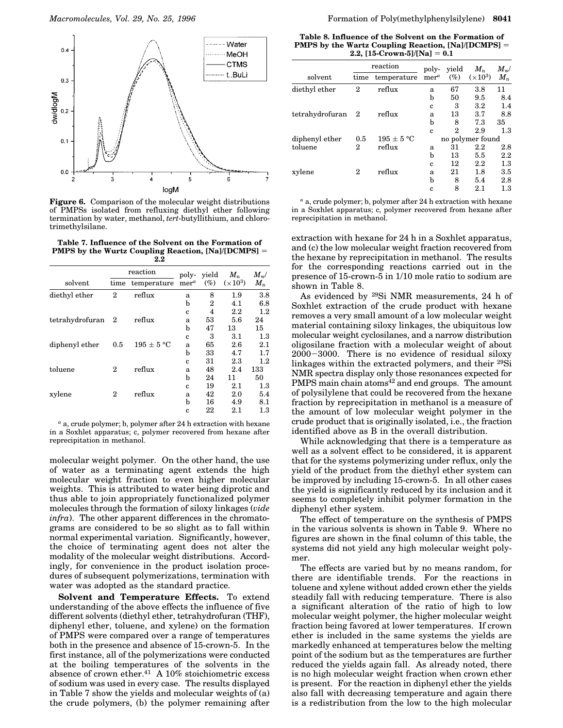**Figure 6.** Comparison of the molecular weight distributions of PMPSs isolated from refluxing diethyl ether following termination by water, methanol, *tert*-butyllithium, and chlorotrimethylsilane.

**Table 7. Influence of the Solvent on the Formation of PMPS by the Wurtz Coupling Reaction, [Na]/[DCMPS] = 2.2**

| solvent | reaction time | reaction temperature | polymer[a] | yield (%) | $M_n$ ($\times 10^3$) | $M_w/M_n$ |
|---|---|---|---|---|---|---|
| diethyl ether | 2 | reflux | a | 8 | 1.9 | 3.8 |
| | | | b | 2 | 4.1 | 6.8 |
| | | | c | 4 | 2.2 | 1.2 |
| tetrahydrofuran | 2 | reflux | a | 53 | 5.6 | 24 |
| | | | b | 47 | 13 | 15 |
| | | | c | 3 | 3.1 | 1.3 |
| diphenyl ether | 0.5 | 195 ± 5 °C | a | 65 | 2.6 | 2.1 |
| | | | b | 33 | 4.7 | 1.7 |
| | | | c | 31 | 2.3 | 1.2 |
| toluene | 2 | reflux | a | 48 | 2.4 | 133 |
| | | | b | 24 | 11 | 50 |
| | | | c | 19 | 2.1 | 1.3 |
| xylene | 2 | reflux | a | 42 | 2.0 | 5.4 |
| | | | b | 16 | 4.9 | 8.1 |
| | | | c | 22 | 2.1 | 1.3 |

[a] a, crude polymer; b, polymer after 24 h extraction with hexane in a Soxhlet apparatus; c, polymer recovered from hexane after reprecipitation in methanol.

molecular weight polymer. On the other hand, the use of water as a terminating agent extends the high molecular weight fraction to even higher molecular weights. This is attributed to water being diprotic and thus able to join appropriately functionalized polymer molecules through the formation of siloxy linkages (*vide infra*). The other apparent differences in the chromatograms are considered to be so slight as to fall within normal experimental variation. Significantly, however, the choice of terminating agent does not alter the modality of the molecular weight distributions. Accordingly, for convenience in the product isolation procedures of subsequent polymerizations, termination with water was adopted as the standard practice.

**Solvent and Temperature Effects.** To extend understanding of the above effects the influence of five different solvents (diethyl ether, tetrahydrofuran (THF), diphenyl ether, toluene, and xylene) on the formation of PMPS were compared over a range of temperatures both in the presence and absence of 15-crown-5. In the first instance, all of the polymerizations were conducted at the boiling temperatures of the solvents in the absence of crown ether.[41] A 10% stoichiometric excess of sodium was used in every case. The results displayed in Table 7 show the yields and molecular weights of (a) the crude polymers, (b) the polymer remaining after

**Table 8. Influence of the Solvent on the Formation of PMPS by the Wurtz Coupling Reaction, [Na]/[DCMPS] = 2.2, [15-Crown-5]/[Na] = 0.1**

| solvent | reaction time | reaction temperature | polymer[a] | yield (%) | $M_n$ ($\times 10^3$) | $M_w/M_n$ |
|---|---|---|---|---|---|---|
| diethyl ether | 2 | reflux | a | 67 | 3.8 | 11 |
| | | | b | 50 | 9.5 | 8.4 |
| | | | c | 3 | 3.2 | 1.4 |
| tetrahydrofuran | 2 | reflux | a | 13 | 3.7 | 8.8 |
| | | | b | 8 | 7.3 | 35 |
| | | | c | 2 | 2.9 | 1.3 |
| diphenyl ether | 0.5 | 195 ± 5 °C | no polymer found | | | |
| toluene | 2 | reflux | a | 31 | 2.2 | 2.8 |
| | | | b | 13 | 5.5 | 2.2 |
| | | | c | 12 | 2.2 | 1.3 |
| xylene | 2 | reflux | a | 21 | 1.8 | 3.5 |
| | | | b | 8 | 5.4 | 2.8 |
| | | | c | 8 | 2.1 | 1.3 |

[a] a, crude polymer; b, polymer after 24 h extraction with hexane in a Soxhlet apparatus; c, polymer recovered from hexane after reprecipitation in methanol.

extraction with hexane for 24 h in a Soxhlet apparatus, and (c) the low molecular weight fraction recovered from the hexane by reprecipitation in methanol. The results for the corresponding reactions carried out in the presence of 15-crown-5 in 1/10 mole ratio to sodium are shown in Table 8.

As evidenced by $^{29}$Si NMR measurements, 24 h of Soxhlet extraction of the crude product with hexane removes a very small amount of a low molecular weight material containing siloxy linkages, the ubiquitous low molecular weight cyclosilanes, and a narrow distribution oligosilane fraction with a molecular weight of about 2000–3000. There is no evidence of residual siloxy linkages within the extracted polymers, and their $^{29}$Si NMR spectra display only those resonances expected for PMPS main chain atoms[42] and end groups. The amount of polysilylene that could be recovered from the hexane fraction by reprecipitation in methanol is a measure of the amount of low molecular weight polymer in the crude product that is originally isolated, i.e., the fraction identified above as B in the overall distribution.

While acknowledging that there is a temperature as well as a solvent effect to be considered, it is apparent that for the systems polymerizing under reflux, only the yield of the product from the diethyl ether system can be improved by including 15-crown-5. In all other cases the yield is significantly reduced by its inclusion and it seems to completely inhibit polymer formation in the diphenyl ether system.

The effect of temperature on the synthesis of PMPS in the various solvents is shown in Table 9. Where no figures are shown in the final column of this table, the systems did not yield any high molecular weight polymer.

The effects are varied but by no means random, for there are identifiable trends. For the reactions in toluene and xylene without added crown ether the yields steadily fall with reducing temperature. There is also a significant alteration of the ratio of high to low molecular weight polymer, the higher molecular weight fraction being favored at lower temperatures. If crown ether is included in the same systems the yields are markedly enhanced at temperatures below the melting point of the sodium but as the temperatures are further reduced the yields again fall. As already noted, there is no high molecular weight fraction when crown ether is present. For the reaction in diphenyl ether the yields also fall with decreasing temperature and again there is a redistribution from the low to the high molecular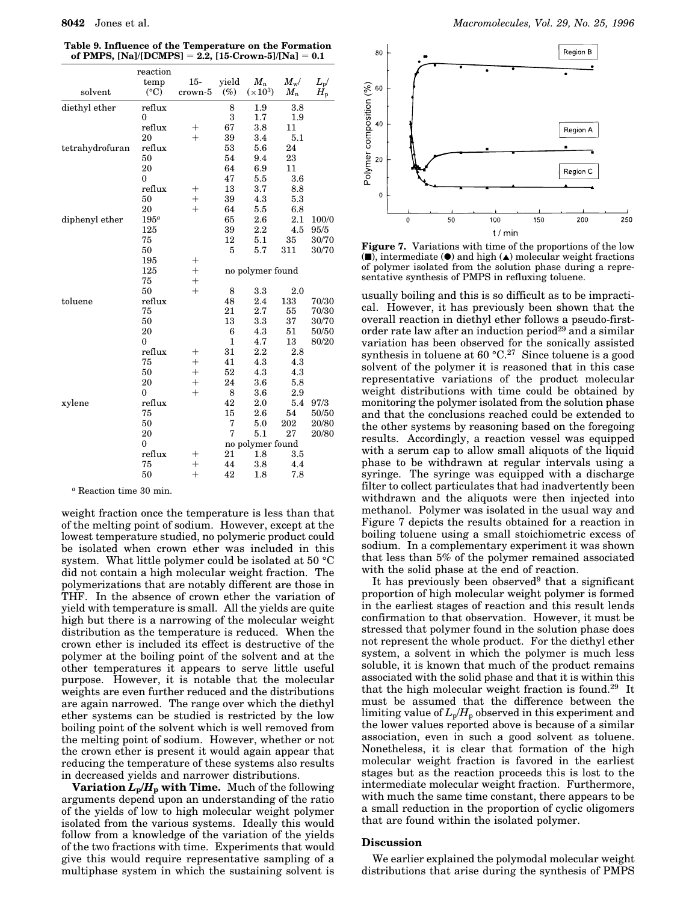**Table 9. Influence of the Temperature on the Formation of PMPS, [Na]/[DCMPS] = 2.2, [15-Crown-5]/[Na] = 0.1**

| solvent | reaction temp (°C) | 15-crown-5 | yield (%) | $M_n$ ($\times 10^3$) | $M_w/M_n$ | $L_p/H_p$ |
|---|---|---|---|---|---|---|
| diethyl ether | reflux | | 8 | 1.9 | 3.8 | |
| | 0 | | 3 | 1.7 | 1.9 | |
| | reflux | + | 67 | 3.8 | 11 | |
| | 20 | + | 39 | 3.4 | 5.1 | |
| tetrahydrofuran | reflux | | 53 | 5.6 | 24 | |
| | 50 | | 54 | 9.4 | 23 | |
| | 20 | | 64 | 6.9 | 11 | |
| | 0 | | 47 | 5.5 | 3.6 | |
| | reflux | + | 13 | 3.7 | 8.8 | |
| | 50 | + | 39 | 4.3 | 5.3 | |
| | 20 | + | 64 | 5.5 | 6.8 | |
| diphenyl ether | 195[a] | | 65 | 2.6 | 2.1 | 100/0 |
| | 125 | | 39 | 2.2 | 4.5 | 95/5 |
| | 75 | | 12 | 5.1 | 35 | 30/70 |
| | 50 | | 5 | 5.7 | 311 | 30/70 |
| | 195 | + | no polymer found | | | |
| | 125 | + | | | | |
| | 75 | + | | | | |
| | 50 | + | 8 | 3.3 | 2.0 | |
| toluene | reflux | | 48 | 2.4 | 133 | 70/30 |
| | 75 | | 21 | 2.7 | 55 | 70/30 |
| | 50 | | 13 | 3.3 | 37 | 30/70 |
| | 20 | | 6 | 4.3 | 51 | 50/50 |
| | 0 | | 1 | 4.7 | 13 | 80/20 |
| | reflux | + | 31 | 2.2 | 2.8 | |
| | 75 | + | 41 | 4.3 | 4.3 | |
| | 50 | + | 52 | 4.3 | 4.3 | |
| | 20 | + | 24 | 3.6 | 5.8 | |
| | 0 | + | 8 | 3.6 | 2.9 | |
| xylene | reflux | | 42 | 2.0 | 5.4 | 97/3 |
| | 75 | | 15 | 2.6 | 54 | 50/50 |
| | 50 | | 7 | 5.0 | 202 | 20/80 |
| | 20 | | 7 | 5.1 | 27 | 20/80 |
| | 0 | | no polymer found | | | |
| | reflux | + | 21 | 1.8 | 3.5 | |
| | 75 | + | 44 | 3.8 | 4.4 | |
| | 50 | + | 42 | 1.8 | 7.8 | |

[a] Reaction time 30 min.

weight fraction once the temperature is less than that of the melting point of sodium. However, except at the lowest temperature studied, no polymeric product could be isolated when crown ether was included in this system. What little polymer could be isolated at 50 °C did not contain a high molecular weight fraction. The polymerizations that are notably different are those in THF. In the absence of crown ether the variation of yield with temperature is small. All the yields are quite high but there is a narrowing of the molecular weight distribution as the temperature is reduced. When the crown ether is included its effect is destructive of the polymer at the boiling point of the solvent and at the other temperatures it appears to serve little useful purpose. However, it is notable that the molecular weights are even further reduced and the distributions are again narrowed. The range over which the diethyl ether systems can be studied is restricted by the low boiling point of the solvent which is well removed from the melting point of sodium. However, whether or not the crown ether is present it would again appear that reducing the temperature of these systems also results in decreased yields and narrower distributions.

**Variation $L_p/H_p$ with Time.** Much of the following arguments depend upon an understanding of the ratio of the yields of low to high molecular weight polymer isolated from the various systems. Ideally this would follow from a knowledge of the variation of the yields of the two fractions with time. Experiments that would give this would require representative sampling of a multiphase system in which the sustaining solvent is usually boiling and this is so difficult as to be impractical. However, it has previously been shown that the overall reaction in diethyl ether follows a pseudo-first-order rate law after an induction period[29] and a similar variation has been observed for the sonically assisted synthesis in toluene at 60 °C.[27] Since toluene is a good solvent of the polymer it is reasoned that in this case representative variations of the product molecular weight distributions with time could be obtained by monitoring the polymer isolated from the solution phase and that the conclusions reached could be extended to the other systems by reasoning based on the foregoing results. Accordingly, a reaction vessel was equipped with a serum cap to allow small aliquots of the liquid phase to be withdrawn at regular intervals using a syringe. The syringe was equipped with a discharge filter to collect particulates that had inadvertently been withdrawn and the aliquots were then injected into methanol. Polymer was isolated in the usual way and Figure 7 depicts the results obtained for a reaction in boiling toluene using a small stoichiometric excess of sodium. In a complementary experiment it was shown that less than 5% of the polymer remained associated with the solid phase at the end of reaction.

**Figure 7.** Variations with time of the proportions of the low (■), intermediate (●) and high (▲) molecular weight fractions of polymer isolated from the solution phase during a representative synthesis of PMPS in refluxing toluene.

It has previously been observed[9] that a significant proportion of high molecular weight polymer is formed in the earliest stages of reaction and this result lends confirmation to that observation. However, it must be stressed that polymer found in the solution phase does not represent the whole product. For the diethyl ether system, a solvent in which the polymer is much less soluble, it is known that much of the product remains associated with the solid phase and that it is within this that the high molecular weight fraction is found.[29] It must be assumed that the difference between the limiting value of $L_p/H_p$ observed in this experiment and the lower values reported above is because of a similar association, even in such a good solvent as toluene. Nonetheless, it is clear that formation of the high molecular weight fraction is favored in the earliest stages but as the reaction proceeds this is lost to the intermediate molecular weight fraction. Furthermore, with much the same time constant, there appears to be a small reduction in the proportion of cyclic oligomers that are found within the isolated polymer.

## Discussion

We earlier explained the polymodal molecular weight distributions that arise during the synthesis of PMPS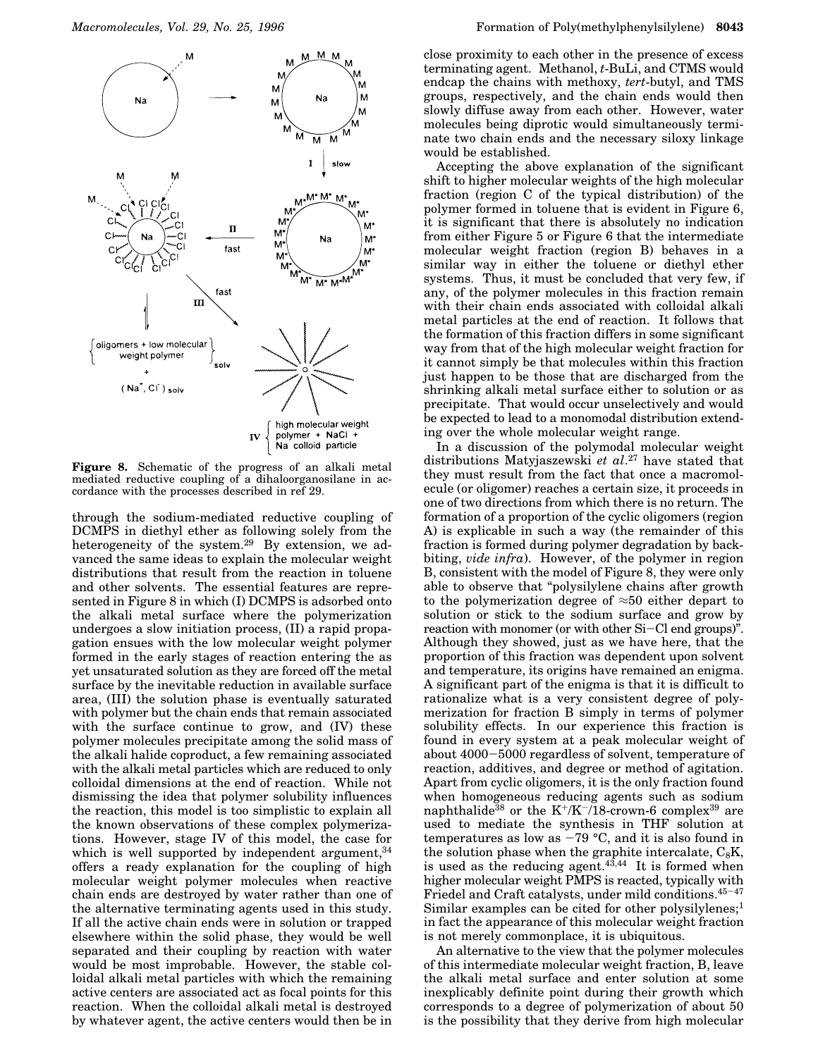**Figure 8.** Schematic of the progress of an alkali metal mediated reductive coupling of a dihaloorganosilane in accordance with the processes described in ref 29.

through the sodium-mediated reductive coupling of DCMPS in diethyl ether as following solely from the heterogeneity of the system.[29] By extension, we advanced the same ideas to explain the molecular weight distributions that result from the reaction in toluene and other solvents. The essential features are represented in Figure 8 in which (I) DCMPS is adsorbed onto the alkali metal surface where the polymerization undergoes a slow initiation process, (II) a rapid propagation ensues with the low molecular weight polymer formed in the early stages of reaction entering the as yet unsaturated solution as they are forced off the metal surface by the inevitable reduction in available surface area, (III) the solution phase is eventually saturated with polymer but the chain ends that remain associated with the surface continue to grow, and (IV) these polymer molecules precipitate among the solid mass of the alkali halide coproduct, a few remaining associated with the alkali metal particles which are reduced to only colloidal dimensions at the end of reaction. While not dismissing the idea that polymer solubility influences the reaction, this model is too simplistic to explain all the known observations of these complex polymerizations. However, stage IV of this model, the case for which is well supported by independent argument,[34] offers a ready explanation for the coupling of high molecular weight polymer molecules when reactive chain ends are destroyed by water rather than one of the alternative terminating agents used in this study. If all the active chain ends were in solution or trapped elsewhere within the solid phase, they would be well separated and their coupling by reaction with water would be most improbable. However, the stable colloidal alkali metal particles with which the remaining active centers are associated act as focal points for this reaction. When the colloidal alkali metal is destroyed by whatever agent, the active centers would then be in close proximity to each other in the presence of excess terminating agent. Methanol, *t*-BuLi, and CTMS would endcap the chains with methoxy, *tert*-butyl, and TMS groups, respectively, and the chain ends would then slowly diffuse away from each other. However, water molecules being diprotic would simultaneously terminate two chain ends and the necessary siloxy linkage would be established.

Accepting the above explanation of the significant shift to higher molecular weights of the high molecular fraction (region C of the typical distribution) of the polymer formed in toluene that is evident in Figure 6, it is significant that there is absolutely no indication from either Figure 5 or Figure 6 that the intermediate molecular weight fraction (region B) behaves in a similar way in either the toluene or diethyl ether systems. Thus, it must be concluded that very few, if any, of the polymer molecules in this fraction remain with their chain ends associated with colloidal alkali metal particles at the end of reaction. It follows that the formation of this fraction differs in some significant way from that of the high molecular weight fraction for it cannot simply be that molecules within this fraction just happen to be those that are discharged from the shrinking alkali metal surface either to solution or as precipitate. That would occur unselectively and would be expected to lead to a monomodal distribution extending over the whole molecular weight range.

In a discussion of the polymodal molecular weight distributions Matyjaszewski *et al.*[27] have stated that they must result from the fact that once a macromolecule (or oligomer) reaches a certain size, it proceeds in one of two directions from which there is no return. The formation of a proportion of the cyclic oligomers (region A) is explicable in such a way (the remainder of this fraction is formed during polymer degradation by backbiting, *vide infra*). However, of the polymer in region B, consistent with the model of Figure 8, they were only able to observe that "polysilylene chains after growth to the polymerization degree of ≈50 either depart to solution or stick to the sodium surface and grow by reaction with monomer (or with other Si–Cl end groups)". Although they showed, just as we have here, that the proportion of this fraction was dependent upon solvent and temperature, its origins have remained an enigma. A significant part of the enigma is that it is difficult to rationalize what is a very consistent degree of polymerization for fraction B simply in terms of polymer solubility effects. In our experience this fraction is found in every system at a peak molecular weight of about 4000–5000 regardless of solvent, temperature of reaction, additives, and degree or method of agitation. Apart from cyclic oligomers, it is the only fraction found when homogeneous reducing agents such as sodium naphthalide[38] or the $K^+/K^-$/18-crown-6 complex[39] are used to mediate the synthesis in THF solution at temperatures as low as −79 °C, and it is also found in the solution phase when the graphite intercalate, $C_8K$, is used as the reducing agent.[43,44] It is formed when higher molecular weight PMPS is reacted, typically with Friedel and Craft catalysts, under mild conditions.[45–47] Similar examples can be cited for other polysilylenes;[1] in fact the appearance of this molecular weight fraction is not merely commonplace, it is ubiquitous.

An alternative to the view that the polymer molecules of this intermediate molecular weight fraction, B, leave the alkali metal surface and enter solution at some inexplicably definite point during their growth which corresponds to a degree of polymerization of about 50 is the possibility that they derive from high molecular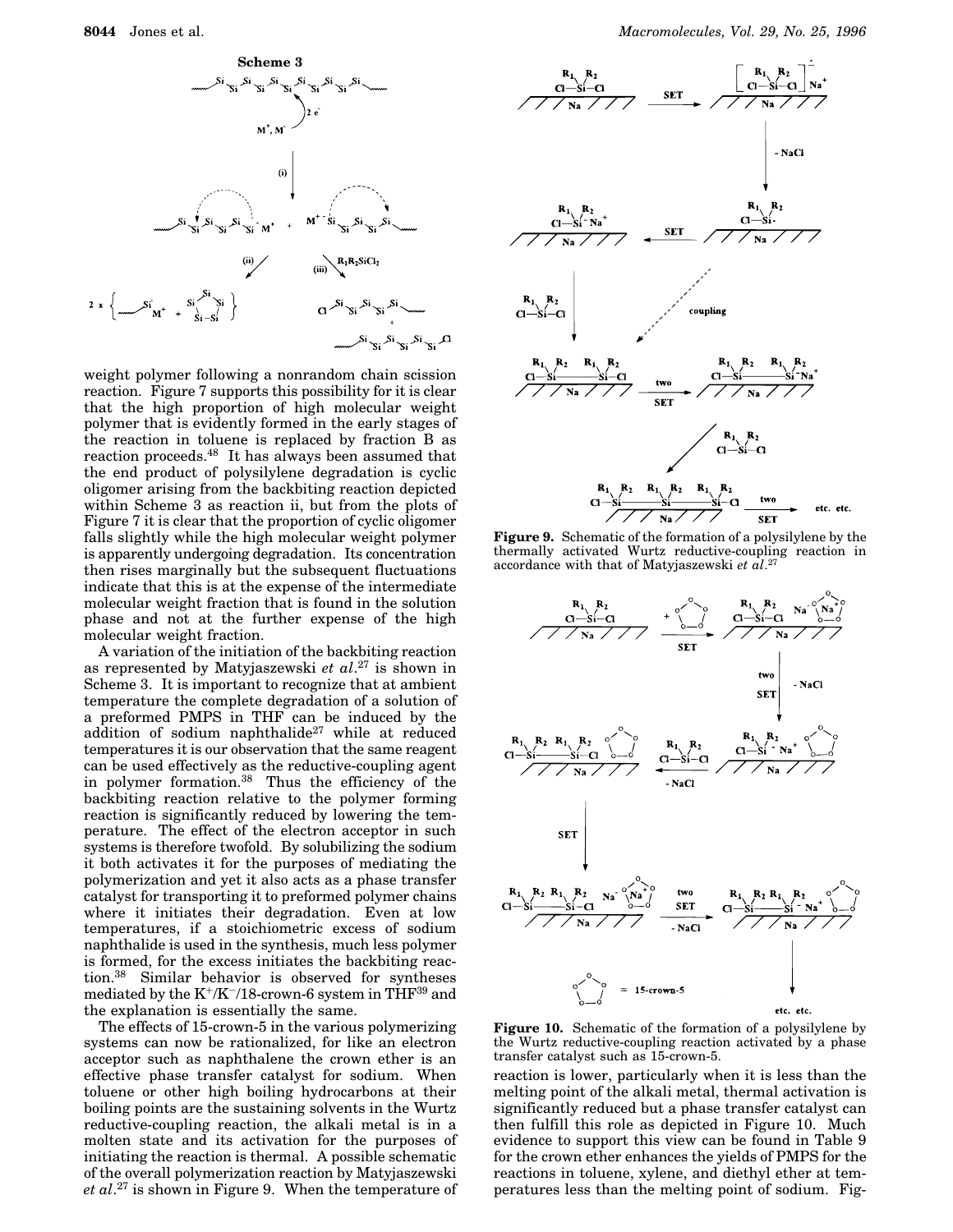**Scheme 3**

weight polymer following a nonrandom chain scission reaction. Figure 7 supports this possibility for it is clear that the high proportion of high molecular weight polymer that is evidently formed in the early stages of the reaction in toluene is replaced by fraction B as reaction proceeds.[48] It has always been assumed that the end product of polysilylene degradation is cyclic oligomer arising from the backbiting reaction depicted within Scheme 3 as reaction ii, but from the plots of Figure 7 it is clear that the proportion of cyclic oligomer falls slightly while the high molecular weight polymer is apparently undergoing degradation. Its concentration then rises marginally but the subsequent fluctuations indicate that this is at the expense of the intermediate molecular weight fraction that is found in the solution phase and not at the further expense of the high molecular weight fraction.

A variation of the initiation of the backbiting reaction as represented by Matyjaszewski *et al.*[27] is shown in Scheme 3. It is important to recognize that at ambient temperature the complete degradation of a solution of a preformed PMPS in THF can be induced by the addition of sodium naphthalide[27] while at reduced temperatures it is our observation that the same reagent can be used effectively as the reductive-coupling agent in polymer formation.[38] Thus the efficiency of the backbiting reaction relative to the polymer forming reaction is significantly reduced by lowering the temperature. The effect of the electron acceptor in such systems is therefore twofold. By solubilizing the sodium it both activates it for the purposes of mediating the polymerization and yet it also acts as a phase transfer catalyst for transporting it to preformed polymer chains where it initiates their degradation. Even at low temperatures, if a stoichiometric excess of sodium naphthalide is used in the synthesis, much less polymer is formed, for the excess initiates the backbiting reaction.[38] Similar behavior is observed for syntheses mediated by the $K^+/K^-$/18-crown-6 system in THF[39] and the explanation is essentially the same.

The effects of 15-crown-5 in the various polymerizing systems can now be rationalized, for like an electron acceptor such as naphthalene the crown ether is an effective phase transfer catalyst for sodium. When toluene or other high boiling hydrocarbons at their boiling points are the sustaining solvents in the Wurtz reductive-coupling reaction, the alkali metal is in a molten state and its activation for the purposes of initiating the reaction is thermal. A possible schematic of the overall polymerization reaction by Matyjaszewski *et al.*[27] is shown in Figure 9. When the temperature of

**Figure 9.** Schematic of the formation of a polysilylene by the thermally activated Wurtz reductive-coupling reaction in accordance with that of Matyjaszewski *et al.*[27]

**Figure 10.** Schematic of the formation of a polysilylene by the Wurtz reductive-coupling reaction activated by a phase transfer catalyst such as 15-crown-5.

reaction is lower, particularly when it is less than the melting point of the alkali metal, thermal activation is significantly reduced but a phase transfer catalyst can then fulfill this role as depicted in Figure 10. Much evidence to support this view can be found in Table 9 for the crown ether enhances the yields of PMPS for the reactions in toluene, xylene, and diethyl ether at temperatures less than the melting point of sodium. Fig-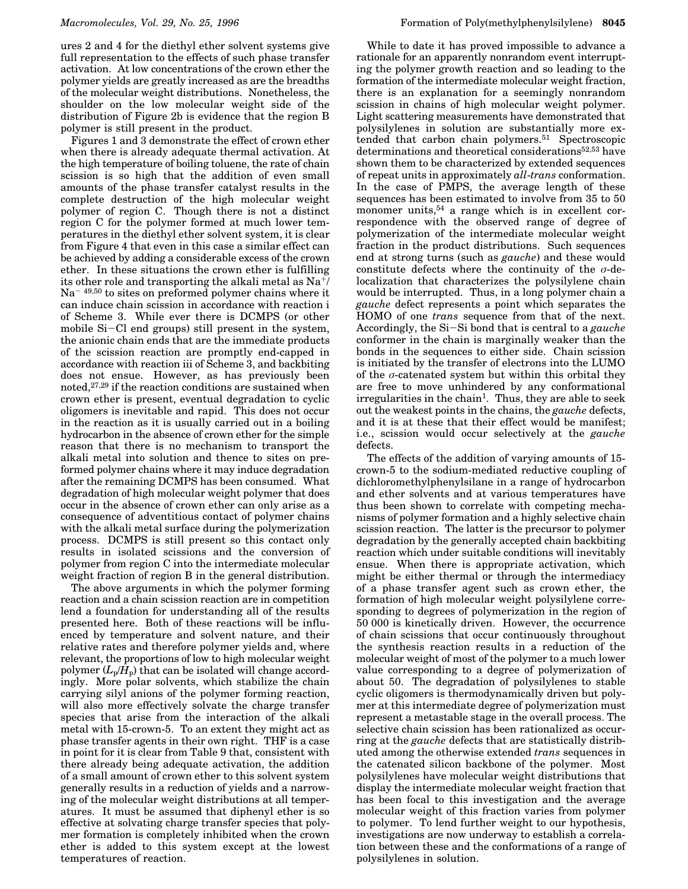ures 2 and 4 for the diethyl ether solvent systems give full representation to the effects of such phase transfer activation. At low concentrations of the crown ether the polymer yields are greatly increased as are the breadths of the molecular weight distributions. Nonetheless, the shoulder on the low molecular weight side of the distribution of Figure 2b is evidence that the region B polymer is still present in the product.

Figures 1 and 3 demonstrate the effect of crown ether when there is already adequate thermal activation. At the high temperature of boiling toluene, the rate of chain scission is so high that the addition of even small amounts of the phase transfer catalyst results in the complete destruction of the high molecular weight polymer of region C. Though there is not a distinct region C for the polymer formed at much lower temperatures in the diethyl ether solvent system, it is clear from Figure 4 that even in this case a similar effect can be achieved by adding a considerable excess of the crown ether. In these situations the crown ether is fulfilling its other role and transporting the alkali metal as $Na^+$/$Na^-$ [49,50] to sites on preformed polymer chains where it can induce chain scission in accordance with reaction i of Scheme 3. While ever there is DCMPS (or other mobile Si–Cl end groups) still present in the system, the anionic chain ends that are the immediate products of the scission reaction are promptly end-capped in accordance with reaction iii of Scheme 3, and backbiting does not ensue. However, as has previously been noted,[27,29] if the reaction conditions are sustained when crown ether is present, eventual degradation to cyclic oligomers is inevitable and rapid. This does not occur in the reaction as it is usually carried out in a boiling hydrocarbon in the absence of crown ether for the simple reason that there is no mechanism to transport the alkali metal into solution and thence to sites on preformed polymer chains where it may induce degradation after the remaining DCMPS has been consumed. What degradation of high molecular weight polymer that does occur in the absence of crown ether can only arise as a consequence of adventitious contact of polymer chains with the alkali metal surface during the polymerization process. DCMPS is still present so this contact only results in isolated scissions and the conversion of polymer from region C into the intermediate molecular weight fraction of region B in the general distribution.

The above arguments in which the polymer forming reaction and a chain scission reaction are in competition lend a foundation for understanding all of the results presented here. Both of these reactions will be influenced by temperature and solvent nature, and their relative rates and therefore polymer yields and, where relevant, the proportions of low to high molecular weight polymer ($L_p/H_p$) that can be isolated will change accordingly. More polar solvents, which stabilize the chain carrying silyl anions of the polymer forming reaction, will also more effectively solvate the charge transfer species that arise from the interaction of the alkali metal with 15-crown-5. To an extent they might act as phase transfer agents in their own right. THF is a case in point for it is clear from Table 9 that, consistent with there already being adequate activation, the addition of a small amount of crown ether to this solvent system generally results in a reduction of yields and a narrowing of the molecular weight distributions at all temperatures. It must be assumed that diphenyl ether is so effective at solvating charge transfer species that polymer formation is completely inhibited when the crown ether is added to this system except at the lowest temperatures of reaction.

While to date it has proved impossible to advance a rationale for an apparently nonrandom event interrupting the polymer growth reaction and so leading to the formation of the intermediate molecular weight fraction, there is an explanation for a seemingly nonrandom scission in chains of high molecular weight polymer. Light scattering measurements have demonstrated that polysilylenes in solution are substantially more extended that carbon chain polymers.[51] Spectroscopic determinations and theoretical considerations[52,53] have shown them to be characterized by extended sequences of repeat units in approximately *all-trans* conformation. In the case of PMPS, the average length of these sequences has been estimated to involve from 35 to 50 monomer units,[54] a range which is in excellent correspondence with the observed range of degree of polymerization of the intermediate molecular weight fraction in the product distributions. Such sequences end at strong turns (such as *gauche*) and these would constitute defects where the continuity of the σ-delocalization that characterizes the polysilylene chain would be interrupted. Thus, in a long polymer chain a *gauche* defect represents a point which separates the HOMO of one *trans* sequence from that of the next. Accordingly, the Si–Si bond that is central to a *gauche* conformer in the chain is marginally weaker than the bonds in the sequences to either side. Chain scission is initiated by the transfer of electrons into the LUMO of the σ-catenated system but within this orbital they are free to move unhindered by any conformational irregularities in the chain[1]. Thus, they are able to seek out the weakest points in the chains, the *gauche* defects, and it is at these that their effect would be manifest; i.e., scission would occur selectively at the *gauche* defects.

The effects of the addition of varying amounts of 15-crown-5 to the sodium-mediated reductive coupling of dichloromethylphenylsilane in a range of hydrocarbon and ether solvents and at various temperatures have thus been shown to correlate with competing mechanisms of polymer formation and a highly selective chain scission reaction. The latter is the precursor to polymer degradation by the generally accepted chain backbiting reaction which under suitable conditions will inevitably ensue. When there is appropriate activation, which might be either thermal or through the intermediacy of a phase transfer agent such as crown ether, the formation of high molecular weight polysilylene corresponding to degrees of polymerization in the region of 50 000 is kinetically driven. However, the occurrence of chain scissions that occur continuously throughout the synthesis reaction results in a reduction of the molecular weight of most of the polymer to a much lower value corresponding to a degree of polymerization of about 50. The degradation of polysilylenes to stable cyclic oligomers is thermodynamically driven but polymer at this intermediate degree of polymerization must represent a metastable stage in the overall process. The selective chain scission has been rationalized as occurring at the *gauche* defects that are statistically distributed among the otherwise extended *trans* sequences in the catenated silicon backbone of the polymer. Most polysilylenes have molecular weight distributions that display the intermediate molecular weight fraction that has been focal to this investigation and the average molecular weight of this fraction varies from polymer to polymer. To lend further weight to our hypothesis, investigations are now underway to establish a correlation between these and the conformations of a range of polysilylenes in solution.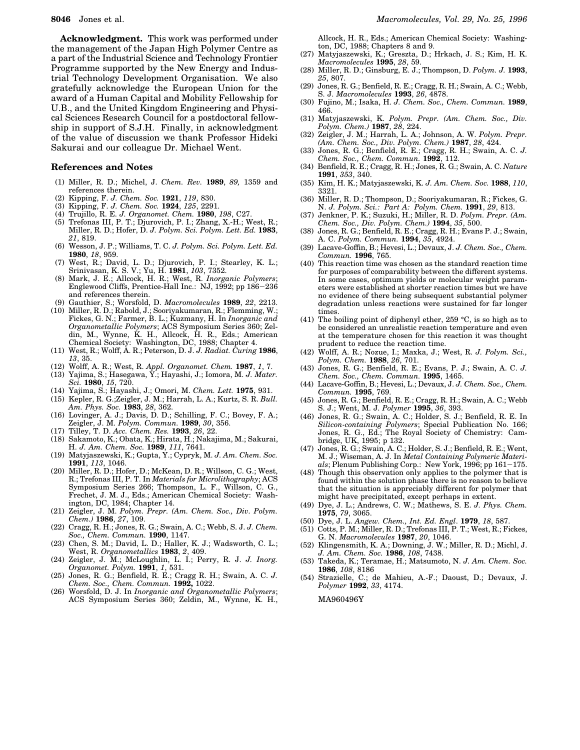**Acknowledgment.** This work was performed under the management of the Japan High Polymer Centre as a part of the Industrial Science and Technology Frontier Programme supported by the New Energy and Industrial Technology Development Organisation. We also gratefully acknowledge the European Union for the award of a Human Capital and Mobility Fellowship for U.B., and the United Kingdom Engineering and Physical Sciences Research Council for a postdoctoral fellowship in support of S.J.H. Finally, in acknowledgment of the value of discussion we thank Professor Hideki Sakurai and our colleague Dr. Michael Went.

## References and Notes

(1) Miller, R. D.; Michel, J. *Chem. Rev.* **1989**, *89,* 1359 and references therein.
(2) Kipping, F. *J. Chem. Soc.* **1921**, *119*, 830.
(3) Kipping, F. *J. Chem. Soc.* **1924**, *125*, 2291.
(4) Trujillo, R. E. *J. Organomet. Chem.* **1980**, *198*, C27.
(5) Trefonas III, P. T.; Djurovich, P. I.; Zhang, X.-H.; West, R.; Miller, R. D.; Hofer, D. *J. Polym. Sci. Polym. Lett. Ed.* **1983**, *21*, 819.
(6) Wesson, J. P.; Williams, T. C. *J. Polym. Sci. Polym. Lett. Ed.* **1980**, *18*, 959.
(7) West, R.; David, L. D.; Djurovich, P. I.; Stearley, K. L.; Srinivasan, K. S. V.; Yu, H. **1981**, *103*, 7352.
(8) Mark, J. E.; Allcock, H. R.; West, R. *Inorganic Polymers*; Englewood Cliffs, Prentice-Hall Inc.: NJ, 1992; pp 186−236 and references therein.
(9) Gauthier, S.; Worsfold, D. *Macromolecules* **1989**, *22*, 2213.
(10) Miller, R. D.; Rabold, J.; Sooriyakumaran, R.; Flemming, W.; Fickes, G. N.; Farmer, B. L.; Kuzmany, H. In *Inorganic and Organometallic Polymers*; ACS Symposium Series 360; Zeldin, M., Wynne, K. H., Allcock, H. R., Eds.; American Chemical Society: Washington, DC, 1988; Chapter 4.
(11) West, R.; Wolff, A. R.; Peterson, D. J. *J. Radiat. Curing* **1986**, *13*, 35.
(12) Wolff, A. R.; West, R. *Appl. Organomet. Chem.* **1987**, *1*, 7.
(13) Yajima, S.; Hasegawa, Y.; Hayashi, J.; Iomora, M. *J. Mater. Sci.* **1980**, *15*, 720.
(14) Yajima, S.; Hayashi, J.; Omori, M. *Chem. Lett.* **1975**, 931.
(15) Kepler, R. G.;Zeigler, J. M.; Harrah, L. A.; Kurtz, S. R. *Bull. Am. Phys. Soc.* **1983**, *28*, 362.
(16) Lovinger, A. J.; Davis, D. D.; Schilling, F. C.; Bovey, F. A.; Zeigler, J. M. *Polym. Commun.* **1989**, *30*, 356.
(17) Tilley, T. D. *Acc. Chem. Res.* **1993**, *26*, 22.
(18) Sakamoto, K.; Obata, K.; Hirata, H.; Nakajima, M.; Sakurai, H. *J. Am. Chem. Soc.* **1989**, *111*, 7641.
(19) Matyjaszewski, K.; Gupta, Y.; Cypryk, M. *J. Am. Chem. Soc.* **1991**, *113*, 1046.
(20) Miller, R. D.; Hofer, D.; McKean, D. R.; Willson, C. G.; West, R.; Trefonas III, P. T. In *Materials for Microlithography*; ACS Symposium Series 266; Thompson, L. F., Willson, C. G., Frechet, J. M. J., Eds.; American Chemical Society: Washington, DC, 1984; Chapter 14.
(21) Zeigler, J. M. *Polym. Prepr. (Am. Chem. Soc., Div. Polym. Chem.)* **1986**, *27*, 109.
(22) Cragg, R. H.; Jones, R. G.; Swain, A. C.; Webb, S. J. *J. Chem. Soc., Chem. Commun.* **1990**, 1147.
(23) Chen, S. M.; David, L. D.; Haller, K. J.; Wadsworth, C. L.; West, R. *Organometallics* **1983**, *2*, 409.
(24) Zeigler, J. M.; McLoughlin, L. I.; Perry, R. J. *J. Inorg. Organomet. Polym.* **1991**, *1*, 531.
(25) Jones, R. G.; Benfield, R. E.; Cragg R. H.; Swain, A. C. *J. Chem. Soc., Chem. Commun.* **1992,** 1022.
(26) Worsfold, D. J. In *Inorganic and Organometallic Polymers*; ACS Symposium Series 360; Zeldin, M., Wynne, K. H., Allcock, H. R., Eds.; American Chemical Society: Washington, DC, 1988; Chapters 8 and 9.
(27) Matyjaszewski, K.; Greszta, D.; Hrkach, J. S.; Kim, H. K. *Macromolecules* **1995**, *28*, 59.
(28) Miller, R. D.; Ginsburg, E. J.; Thompson, D. *Polym. J.* **1993**, *25*, 807.
(29) Jones, R. G.; Benfield, R. E.; Cragg, R. H.; Swain, A. C.; Webb, S. J. *Macromolecules* **1993**, *26*, 4878.
(30) Fujino, M.; Isaka, H. *J. Chem. Soc., Chem. Commun.* **1989**, 466.
(31) Matyjaszewski, K. *Polym. Prepr. (Am. Chem. Soc., Div. Polym. Chem.)* **1987**, *28*, 224.
(32) Zeigler, J. M.; Harrah, L. A.; Johnson, A. W. *Polym. Prepr. (Am. Chem. Soc., Div. Polym. Chem.)* **1987**, *28*, 424.
(33) Jones, R. G.; Benfield, R. E.; Cragg, R. H.; Swain, A. C. *J. Chem. Soc., Chem. Commun.* **1992**, 112.
(34) Benfield, R. E.; Cragg, R. H.; Jones, R. G.; Swain, A. C. *Nature* **1991**, *353*, 340.
(35) Kim, H. K.; Matyjaszewski, K. *J. Am. Chem. Soc.* **1988**, *110*, 3321.
(36) Miller, R. D.; Thompson, D.; Sooriyakumaran, R.; Fickes, G. N. *J. Polym. Sci.: Part A: Polym. Chem.* **1991**, *29*, 813.
(37) Jenkner, P. K.; Suzuki, H.; Miller, R. D. *Polym. Prepr. (Am. Chem. Soc., Div. Polym. Chem.)* **1994**, *35*, 500.
(38) Jones, R. G.; Benfield, R. E.; Cragg, R. H.; Evans P. J.; Swain, A. C. *Polym. Commun.* **1994**, *35*, 4924.
(39) Lacave-Goffin, B.; Hevesi, L.; Devaux, J. *J. Chem. Soc., Chem. Commun.* **1996**, 765.
(40) This reaction time was chosen as the standard reaction time for purposes of comparability between the different systems. In some cases, optimum yields or molecular weight parameters were established at shorter reaction times but we have no evidence of there being subsequent substantial polymer degradation unless reactions were sustained for far longer times.
(41) The boiling point of diphenyl ether, 259 °C, is so high as to be considered an unrealistic reaction temperature and even at the temperature chosen for this reaction it was thought prudent to reduce the reaction time.
(42) Wolff, A. R.; Nozue, I.; Maxka, J.; West, R. *J. Polym. Sci., Polym. Chem.* **1988**, *26*, 701.
(43) Jones, R. G.; Benfield, R. E.; Evans, P. J.; Swain, A. C. *J. Chem. Soc., Chem. Commun.* **1995**, 1465.
(44) Lacave-Goffin, B.; Hevesi, L.; Devaux, J. *J. Chem. Soc., Chem. Commun.* **1995**, 769.
(45) Jones, R. G.; Benfield, R. E.; Cragg, R. H.; Swain, A. C.; Webb S. J.; Went, M. J. *Polymer* **1995**, *36*, 393.
(46) Jones, R. G.; Swain, A. C.; Holder, S. J.; Benfield, R. E. In *Silicon-containing Polymers*; Special Publication No. 166; Jones, R. G., Ed.; The Royal Society of Chemistry: Cambridge, UK, 1995; p 132.
(47) Jones, R. G.; Swain, A. C.; Holder, S. J.; Benfield, R. E.; Went, M. J.; Wiseman, A. J. In *Metal Containing Polymeric Materials*; Plenum Publishing Corp.: New York, 1996; pp 161−175.
(48) Though this observation only applies to the polymer that is found within the solution phase there is no reason to believe that the situation is appreciably different for polymer that might have precipitated, except perhaps in extent.
(49) Dye, J. L.; Andrews, C. W.; Mathews, S. E. *J. Phys. Chem.* **1975**, *79*, 3065.
(50) Dye, J. L. *Angew. Chem., Int. Ed. Engl*. **1979**, *18*, 587.
(51) Cotts, P. M.; Miller, R. D.; Trefonas III, P. T.; West, R.; Fickes, G. N. *Macromolecules* **1987**, *20*, 1046.
(52) Klingensmith, K. A.; Downing, J. W.; Miller, R. D.; Michl, J. *J. Am. Chem. Soc.* **1986**, *108*, 7438.
(53) Takeda, K.; Teramae, H.; Matsumoto, N. *J. Am. Chem. Soc.* **1986**, *108*, 8186
(54) Strazielle, C.; de Mahieu, A.-F.; Daoust, D.; Devaux, J. *Polymer* **1992**, *33*, 4174.

MA960496Y